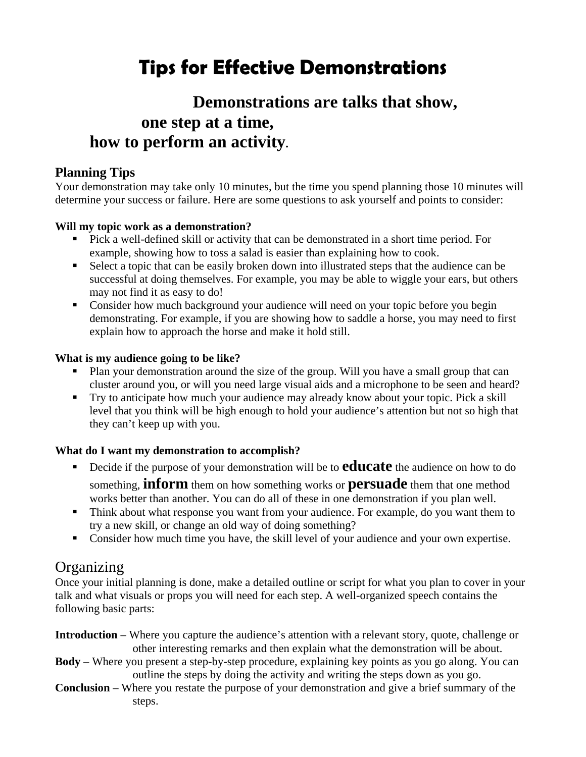# Tips for Effective Demonstrations

**Demonstrations are talks that show, one step at a time, how to perform an activity.**

## Planning Tips

Your demonstration may take only 10 minutes, but the time you spend planning those 10 minutes will determine your success or failure. Here are some questions to ask yourself and points to consider:

**Will my topic work as a demonstration?**

- Pick a well-defined skill or activity that can be demonstrated in a short time period. For example, showing how to toss a salad is easier than explaining how to cook.
- Select a topic that can be easily broken down into illustrated steps that the audience can be successful at doing themselves. For example, you may be able to wiggle your ears, but others may not find it as easy to do!
- Consider how much background your audience will need on your topic before you begin demonstrating. For example, if you are showing how to saddle a horse, you may need to first explain how to approach the horse and make it hold still.

**What is my audience going to be like?**

- Plan your demonstration around the size of the group. Will you have a small group that can cluster around you, or will you need large visual aids and a microphone to be seen and heard?
- Try to anticipate how much your audience may already know about your topic. Pick a skill level that you think will be high enough to hold your audience's attention but not so high that they can't keep up with you.

**What do I want my demonstration to accomplish?**

- Decide if the purpose of your demonstration will be to **educate** the audience on how to do something, **inform** them on how something works or **persuade** them that one method works better than another. You can do all of these in one demonstration if you plan well.
- Think about what response you want from your audience. For example, do you want them to try a new skill, or change an old way of doing something?
- Consider how much time you have, the skill level of your audience and your own expertise.

## Organizing

Once your initial planning is done, make a detailed outline or script for what you plan to cover in your talk and what visuals or props you will need for each step. A well-organized speech contains the following basic parts:

**Introduction** – Where you capture the audience's attention with a relevant story, quote, challenge or other interesting remarks and then explain what the demonstration will be about.

**Body** – Where you present a step-by-step procedure, explaining key points as you go along. You can outline the steps by doing the activity and writing the steps down as you go.

**Conclusion** – Where you restate the purpose of your demonstration and give a brief summary of the steps.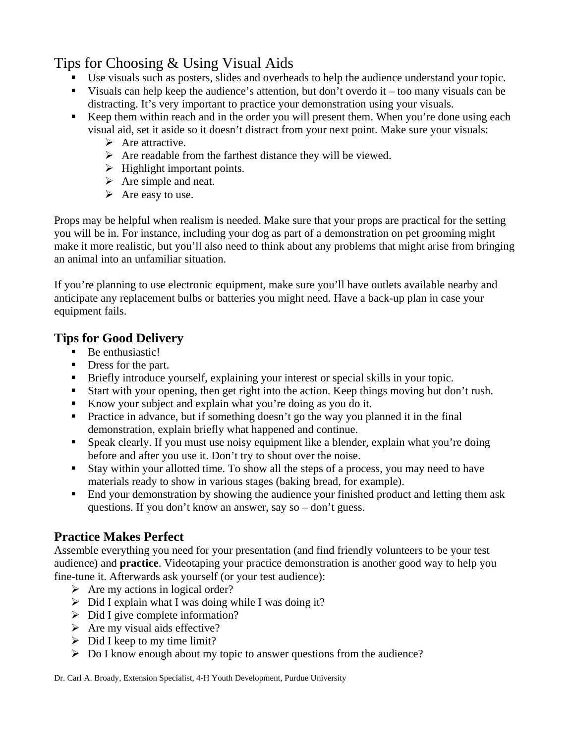## Tips for Choosing & Using Visual Aids

- Use visuals such as posters, slides and overheads to help the audience understand your topic.
- Visuals can help keep the audience's attention, but don't overdo it – too many visuals can be distracting. It's very important to practice your demonstration using your visuals.
- Keep them within reach and in the order you will present them. When you're done using each visual aid, set it aside so it doesn't distract from your next point. Make sure your visuals:
  - Are attractive.
  - Are readable from the farthest distance they will be viewed.
  - Highlight important points.
  - Are simple and neat.
  - Are easy to use.

Props may be helpful when realism is needed. Make sure that your props are practical for the setting you will be in. For instance, including your dog as part of a demonstration on pet grooming might make it more realistic, but you'll also need to think about any problems that might arise from bringing an animal into an unfamiliar situation.

If you're planning to use electronic equipment, make sure you'll have outlets available nearby and anticipate any replacement bulbs or batteries you might need. Have a back-up plan in case your equipment fails.

## Tips for Good Delivery

- Be enthusiastic!
- Dress for the part.
- Briefly introduce yourself, explaining your interest or special skills in your topic.
- Start with your opening, then get right into the action. Keep things moving but don't rush.
- Know your subject and explain what you're doing as you do it.
- Practice in advance, but if something doesn't go the way you planned it in the final demonstration, explain briefly what happened and continue.
- Speak clearly. If you must use noisy equipment like a blender, explain what you're doing before and after you use it. Don't try to shout over the noise.
- Stay within your allotted time. To show all the steps of a process, you may need to have materials ready to show in various stages (baking bread, for example).
- End your demonstration by showing the audience your finished product and letting them ask questions. If you don't know an answer, say so – don't guess.

## Practice Makes Perfect

Assemble everything you need for your presentation (and find friendly volunteers to be your test audience) and **practice**. Videotaping your practice demonstration is another good way to help you fine-tune it. Afterwards ask yourself (or your test audience):

- Are my actions in logical order?
- Did I explain what I was doing while I was doing it?
- Did I give complete information?
- Are my visual aids effective?
- Did I keep to my time limit?
- Do I know enough about my topic to answer questions from the audience?

Dr. Carl A. Broady, Extension Specialist, 4-H Youth Development, Purdue University